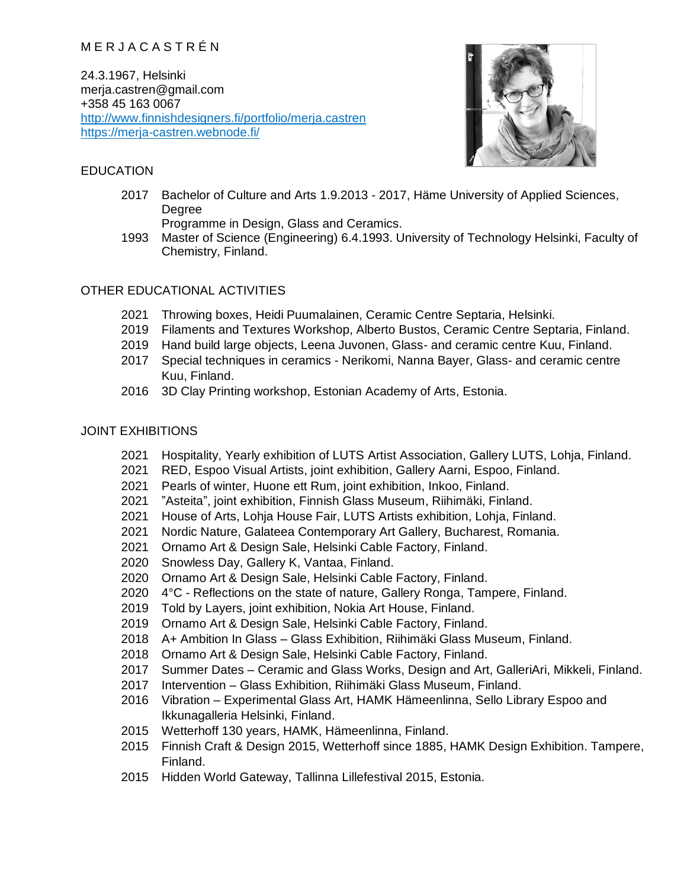M E R J A C A S T R É N

24.3.1967, Helsinki
merja.castren@gmail.com
+358 45 163 0067
http://www.finnishdesigners.fi/portfolio/merja.castren
https://merja-castren.webnode.fi/

## EDUCATION

2017 Bachelor of Culture and Arts 1.9.2013 - 2017, Häme University of Applied Sciences, Degree Programme in Design, Glass and Ceramics.
1993 Master of Science (Engineering) 6.4.1993. University of Technology Helsinki, Faculty of Chemistry, Finland.

## OTHER EDUCATIONAL ACTIVITIES

2021 Throwing boxes, Heidi Puumalainen, Ceramic Centre Septaria, Helsinki.
2019 Filaments and Textures Workshop, Alberto Bustos, Ceramic Centre Septaria, Finland.
2019 Hand build large objects, Leena Juvonen, Glass- and ceramic centre Kuu, Finland.
2017 Special techniques in ceramics - Nerikomi, Nanna Bayer, Glass- and ceramic centre Kuu, Finland.
2016 3D Clay Printing workshop, Estonian Academy of Arts, Estonia.

## JOINT EXHIBITIONS

2021 Hospitality, Yearly exhibition of LUTS Artist Association, Gallery LUTS, Lohja, Finland.
2021 RED, Espoo Visual Artists, joint exhibition, Gallery Aarni, Espoo, Finland.
2021 Pearls of winter, Huone ett Rum, joint exhibition, Inkoo, Finland.
2021 ”Asteita”, joint exhibition, Finnish Glass Museum, Riihimäki, Finland.
2021 House of Arts, Lohja House Fair, LUTS Artists exhibition, Lohja, Finland.
2021 Nordic Nature, Galateea Contemporary Art Gallery, Bucharest, Romania.
2021 Ornamo Art & Design Sale, Helsinki Cable Factory, Finland.
2020 Snowless Day, Gallery K, Vantaa, Finland.
2020 Ornamo Art & Design Sale, Helsinki Cable Factory, Finland.
2020 4°C - Reflections on the state of nature, Gallery Ronga, Tampere, Finland.
2019 Told by Layers, joint exhibition, Nokia Art House, Finland.
2019 Ornamo Art & Design Sale, Helsinki Cable Factory, Finland.
2018 A+ Ambition In Glass – Glass Exhibition, Riihimäki Glass Museum, Finland.
2018 Ornamo Art & Design Sale, Helsinki Cable Factory, Finland.
2017 Summer Dates – Ceramic and Glass Works, Design and Art, GalleriAri, Mikkeli, Finland.
2017 Intervention – Glass Exhibition, Riihimäki Glass Museum, Finland.
2016 Vibration – Experimental Glass Art, HAMK Hämeenlinna, Sello Library Espoo and Ikkunagalleria Helsinki, Finland.
2015 Wetterhoff 130 years, HAMK, Hämeenlinna, Finland.
2015 Finnish Craft & Design 2015, Wetterhoff since 1885, HAMK Design Exhibition. Tampere, Finland.
2015 Hidden World Gateway, Tallinna Lillefestival 2015, Estonia.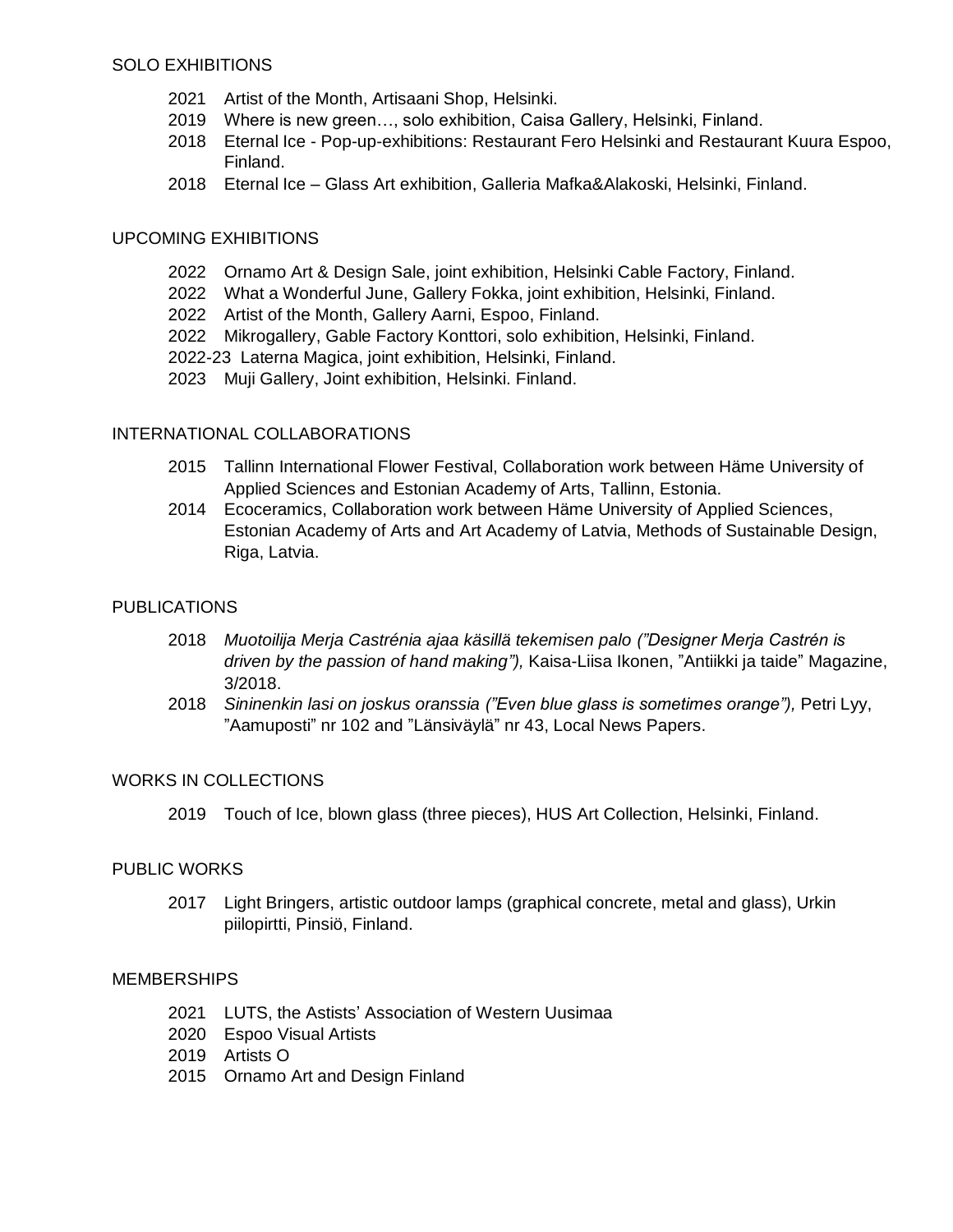## SOLO EXHIBITIONS

- 2021 Artist of the Month, Artisaani Shop, Helsinki.
- 2019 Where is new green…, solo exhibition, Caisa Gallery, Helsinki, Finland.
- 2018 Eternal Ice - Pop-up-exhibitions: Restaurant Fero Helsinki and Restaurant Kuura Espoo, Finland.
- 2018 Eternal Ice – Glass Art exhibition, Galleria Mafka&Alakoski, Helsinki, Finland.

## UPCOMING EXHIBITIONS

- 2022 Ornamo Art & Design Sale, joint exhibition, Helsinki Cable Factory, Finland.
- 2022 What a Wonderful June, Gallery Fokka, joint exhibition, Helsinki, Finland.
- 2022 Artist of the Month, Gallery Aarni, Espoo, Finland.
- 2022 Mikrogallery, Gable Factory Konttori, solo exhibition, Helsinki, Finland.
- 2022-23 Laterna Magica, joint exhibition, Helsinki, Finland.
- 2023 Muji Gallery, Joint exhibition, Helsinki. Finland.

## INTERNATIONAL COLLABORATIONS

- 2015 Tallinn International Flower Festival, Collaboration work between Häme University of Applied Sciences and Estonian Academy of Arts, Tallinn, Estonia.
- 2014 Ecoceramics, Collaboration work between Häme University of Applied Sciences, Estonian Academy of Arts and Art Academy of Latvia, Methods of Sustainable Design, Riga, Latvia.

## PUBLICATIONS

- 2018 *Muotoilija Merja Castrénia ajaa käsillä tekemisen palo ("Designer Merja Castrén is driven by the passion of hand making"),* Kaisa-Liisa Ikonen, "Antiikki ja taide" Magazine, 3/2018.
- 2018 *Sininenkin lasi on joskus oranssia ("Even blue glass is sometimes orange"),* Petri Lyy, "Aamuposti" nr 102 and "Länsiväylä" nr 43, Local News Papers.

## WORKS IN COLLECTIONS

- 2019 Touch of Ice, blown glass (three pieces), HUS Art Collection, Helsinki, Finland.

## PUBLIC WORKS

- 2017 Light Bringers, artistic outdoor lamps (graphical concrete, metal and glass), Urkin piilopirtti, Pinsiö, Finland.

## MEMBERSHIPS

- 2021 LUTS, the Astists' Association of Western Uusimaa
- 2020 Espoo Visual Artists
- 2019 Artists O
- 2015 Ornamo Art and Design Finland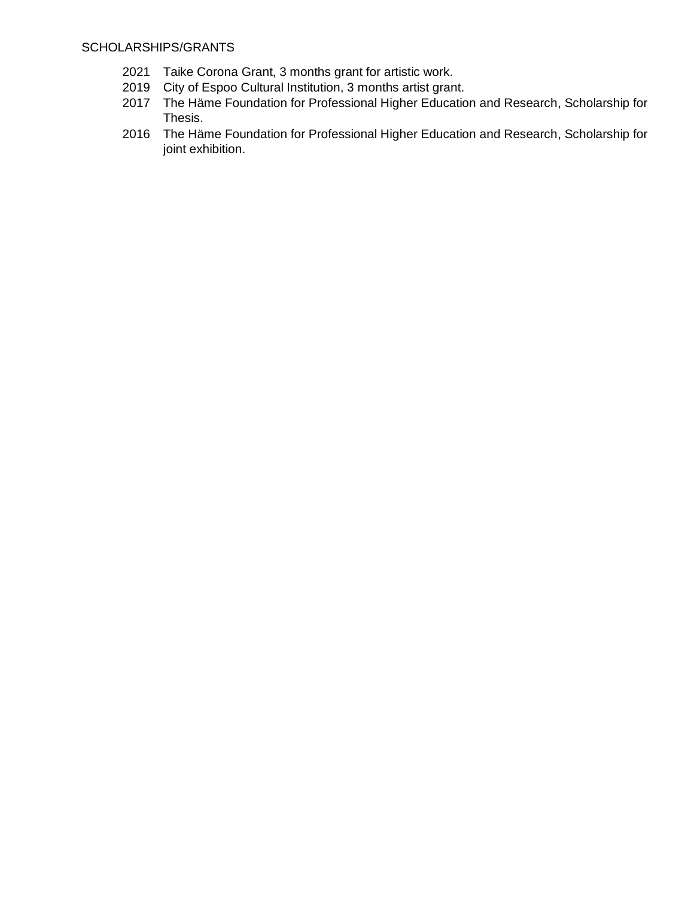SCHOLARSHIPS/GRANTS

- 2021 Taike Corona Grant, 3 months grant for artistic work.
- 2019 City of Espoo Cultural Institution, 3 months artist grant.
- 2017 The Häme Foundation for Professional Higher Education and Research, Scholarship for Thesis.
- 2016 The Häme Foundation for Professional Higher Education and Research, Scholarship for joint exhibition.